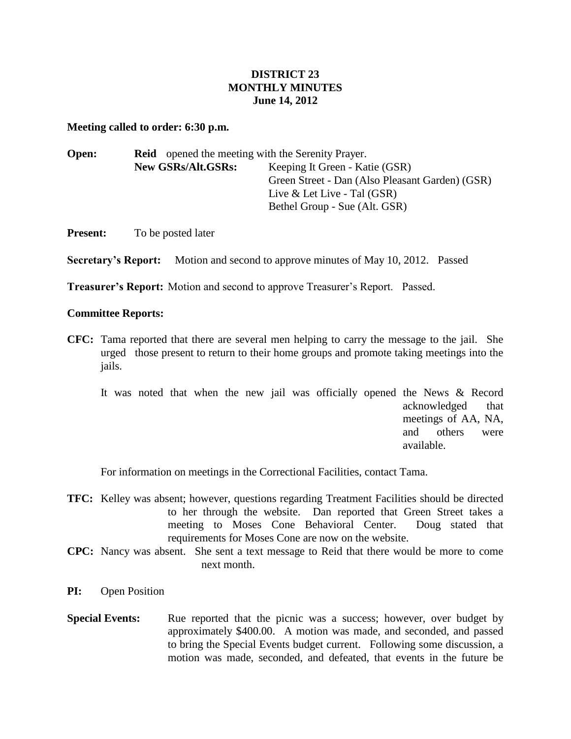# DISTRICT 23
## MONTHLY MINUTES
### June 14, 2012

**Meeting called to order: 6:30 p.m.**

**Open:** **Reid** opened the meeting with the Serenity Prayer.

**New GSRs/Alt.GSRs:**
- Keeping It Green - Katie (GSR)
- Green Street - Dan (Also Pleasant Garden) (GSR)
- Live & Let Live - Tal (GSR)
- Bethel Group - Sue (Alt. GSR)

**Present:** To be posted later

**Secretary's Report:** Motion and second to approve minutes of May 10, 2012. Passed

**Treasurer's Report:** Motion and second to approve Treasurer's Report. Passed.

**Committee Reports:**

**CFC:** Tama reported that there are several men helping to carry the message to the jail. She urged those present to return to their home groups and promote taking meetings into the jails.

It was noted that when the new jail was officially opened the News & Record acknowledged that meetings of AA, NA, and others were available.

For information on meetings in the Correctional Facilities, contact Tama.

**TFC:** Kelley was absent; however, questions regarding Treatment Facilities should be directed to her through the website. Dan reported that Green Street takes a meeting to Moses Cone Behavioral Center. Doug stated that requirements for Moses Cone are now on the website.

**CPC:** Nancy was absent. She sent a text message to Reid that there would be more to come next month.

**PI:** Open Position

**Special Events:** Rue reported that the picnic was a success; however, over budget by approximately $400.00. A motion was made, and seconded, and passed to bring the Special Events budget current. Following some discussion, a motion was made, seconded, and defeated, that events in the future be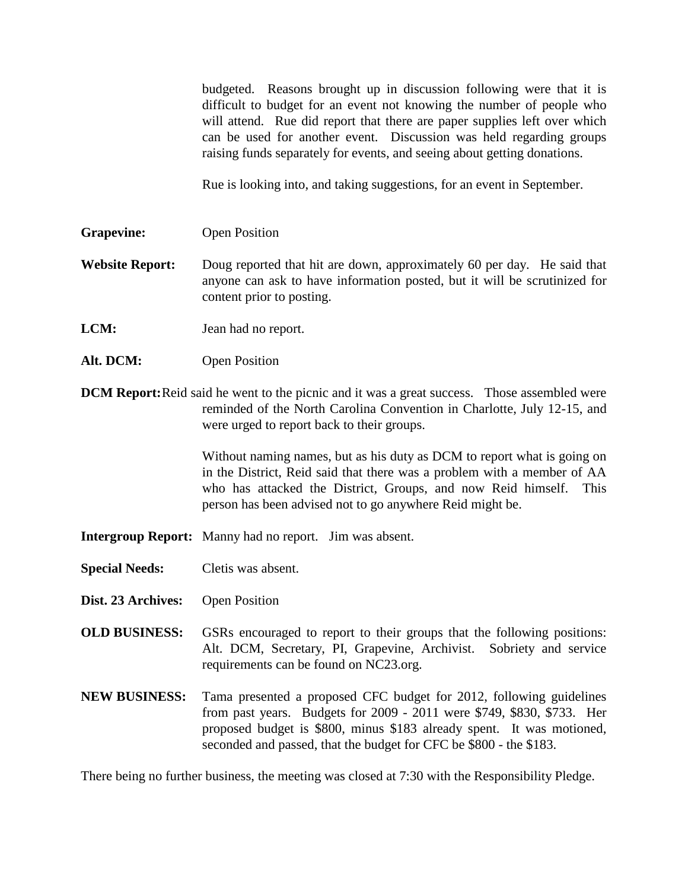budgeted. Reasons brought up in discussion following were that it is difficult to budget for an event not knowing the number of people who will attend. Rue did report that there are paper supplies left over which can be used for another event. Discussion was held regarding groups raising funds separately for events, and seeing about getting donations.

Rue is looking into, and taking suggestions, for an event in September.

**Grapevine:** Open Position

**Website Report:** Doug reported that hit are down, approximately 60 per day. He said that anyone can ask to have information posted, but it will be scrutinized for content prior to posting.

**LCM:** Jean had no report.

**Alt. DCM:** Open Position

**DCM Report:** Reid said he went to the picnic and it was a great success. Those assembled were reminded of the North Carolina Convention in Charlotte, July 12-15, and were urged to report back to their groups.

Without naming names, but as his duty as DCM to report what is going on in the District, Reid said that there was a problem with a member of AA who has attacked the District, Groups, and now Reid himself. This person has been advised not to go anywhere Reid might be.

**Intergroup Report:** Manny had no report. Jim was absent.

**Special Needs:** Cletis was absent.

**Dist. 23 Archives:** Open Position

**OLD BUSINESS:** GSRs encouraged to report to their groups that the following positions: Alt. DCM, Secretary, PI, Grapevine, Archivist. Sobriety and service requirements can be found on NC23.org.

**NEW BUSINESS:** Tama presented a proposed CFC budget for 2012, following guidelines from past years. Budgets for 2009 - 2011 were $749, $830, $733. Her proposed budget is $800, minus $183 already spent. It was motioned, seconded and passed, that the budget for CFC be $800 - the $183.

There being no further business, the meeting was closed at 7:30 with the Responsibility Pledge.